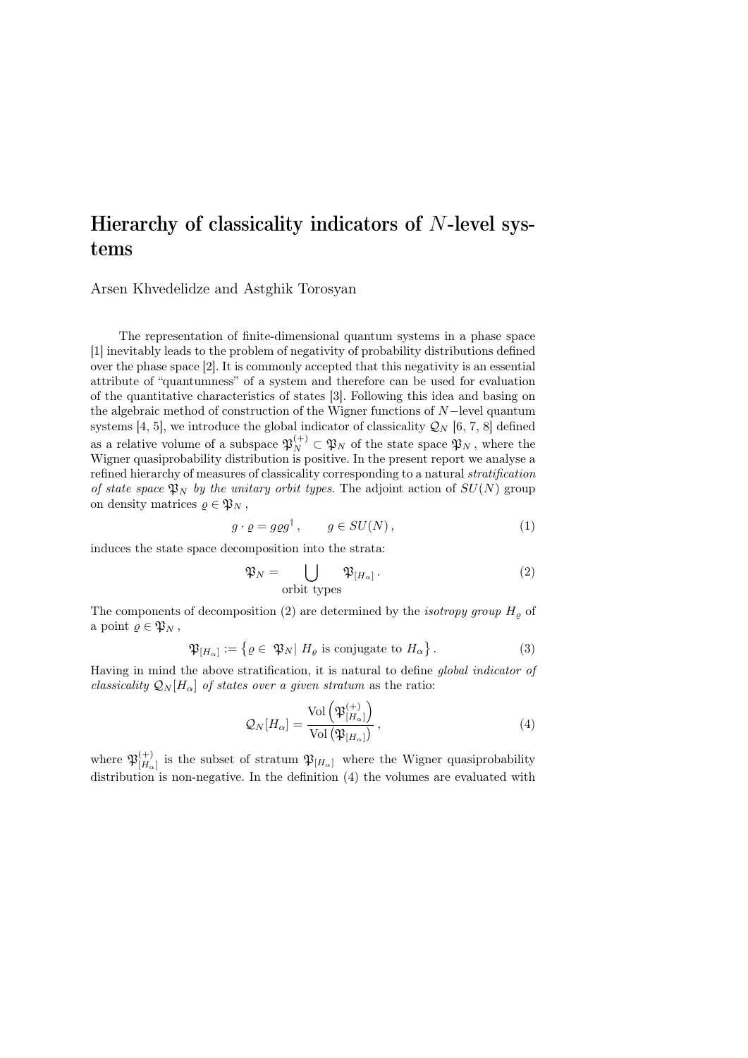# Hierarchy of classicality indicators of $N$-level systems

Arsen Khvedelidze and Astghik Torosyan

The representation of finite-dimensional quantum systems in a phase space [1] inevitably leads to the problem of negativity of probability distributions defined over the phase space [2]. It is commonly accepted that this negativity is an essential attribute of "quantumness" of a system and therefore can be used for evaluation of the quantitative characteristics of states [3]. Following this idea and basing on the algebraic method of construction of the Wigner functions of $N-$level quantum systems [4, 5], we introduce the global indicator of classicality $\mathcal{Q}_N$ [6, 7, 8] defined as a relative volume of a subspace $\mathfrak{P}_N^{(+)} \subset \mathfrak{P}_N$ of the state space $\mathfrak{P}_N$, where the Wigner quasiprobability distribution is positive. In the present report we analyse a refined hierarchy of measures of classicality corresponding to a natural *stratification of state space* $\mathfrak{P}_N$ *by the unitary orbit types*. The adjoint action of $SU(N)$ group on density matrices $\varrho \in \mathfrak{P}_N$,

$$
g \cdot \varrho = g \varrho g^\dagger \,, \qquad g \in SU(N)\,, \tag{1}
$$

induces the state space decomposition into the strata:

$$
\mathfrak{P}_N = \bigcup_{\text{orbit types}} \mathfrak{P}_{[H_\alpha]}\,. \tag{2}
$$

The components of decomposition (2) are determined by the *isotropy group* $H_\varrho$ of a point $\varrho \in \mathfrak{P}_N$,

$$
\mathfrak{P}_{[H_\alpha]} := \left\{ \varrho \in \; \mathfrak{P}_N | \; H_\varrho \text{ is conjugate to } H_\alpha \right\}. \tag{3}
$$

Having in mind the above stratification, it is natural to define *global indicator of classicality* $\mathcal{Q}_N[H_\alpha]$ *of states over a given stratum* as the ratio:

$$
\mathcal{Q}_N[H_\alpha] = \frac{\operatorname{Vol}\left(\mathfrak{P}^{(+)}_{[H_\alpha]}\right)}{\operatorname{Vol}\left(\mathfrak{P}_{[H_\alpha]}\right)}\,, \tag{4}
$$

where $\mathfrak{P}^{(+)}_{[H_\alpha]}$ is the subset of stratum $\mathfrak{P}_{[H_\alpha]}$ where the Wigner quasiprobability distribution is non-negative. In the definition (4) the volumes are evaluated with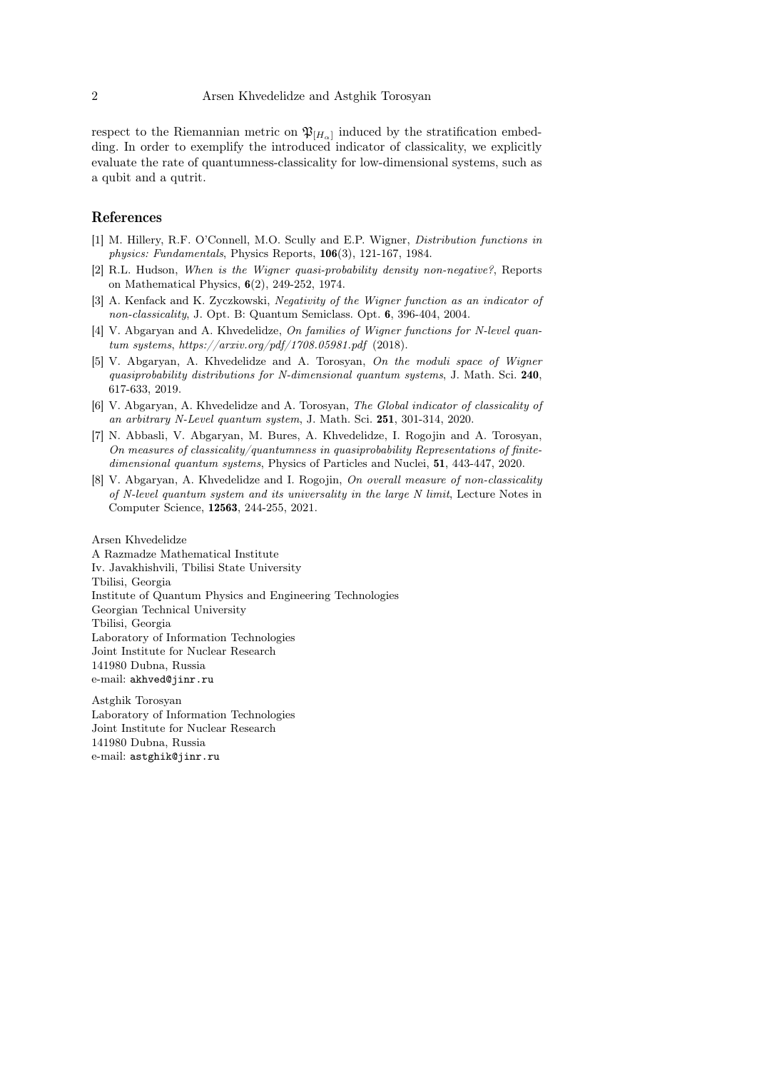respect to the Riemannian metric on $\mathfrak{P}_{[H_\alpha]}$ induced by the stratification embedding. In order to exemplify the introduced indicator of classicality, we explicitly evaluate the rate of quantumness-classicality for low-dimensional systems, such as a qubit and a qutrit.

## References

[1] M. Hillery, R.F. O'Connell, M.O. Scully and E.P. Wigner, *Distribution functions in physics: Fundamentals*, Physics Reports, **106**(3), 121-167, 1984.

[2] R.L. Hudson, *When is the Wigner quasi-probability density non-negative?*, Reports on Mathematical Physics, **6**(2), 249-252, 1974.

[3] A. Kenfack and K. Zyczkowski, *Negativity of the Wigner function as an indicator of non-classicality*, J. Opt. B: Quantum Semiclass. Opt. **6**, 396-404, 2004.

[4] V. Abgaryan and A. Khvedelidze, *On families of Wigner functions for N-level quantum systems*, *https://arxiv.org/pdf/1708.05981.pdf* (2018).

[5] V. Abgaryan, A. Khvedelidze and A. Torosyan, *On the moduli space of Wigner quasiprobability distributions for N-dimensional quantum systems*, J. Math. Sci. **240**, 617-633, 2019.

[6] V. Abgaryan, A. Khvedelidze and A. Torosyan, *The Global indicator of classicality of an arbitrary N-Level quantum system*, J. Math. Sci. **251**, 301-314, 2020.

[7] N. Abbasli, V. Abgaryan, M. Bures, A. Khvedelidze, I. Rogojin and A. Torosyan, *On measures of classicality/quantumness in quasiprobability Representations of finite-dimensional quantum systems*, Physics of Particles and Nuclei, **51**, 443-447, 2020.

[8] V. Abgaryan, A. Khvedelidze and I. Rogojin, *On overall measure of non-classicality of N-level quantum system and its universality in the large N limit*, Lecture Notes in Computer Science, **12563**, 244-255, 2021.

Arsen Khvedelidze
A Razmadze Mathematical Institute
Iv. Javakhishvili, Tbilisi State University
Tbilisi, Georgia
Institute of Quantum Physics and Engineering Technologies
Georgian Technical University
Tbilisi, Georgia
Laboratory of Information Technologies
Joint Institute for Nuclear Research
141980 Dubna, Russia
e-mail: akhved@jinr.ru

Astghik Torosyan
Laboratory of Information Technologies
Joint Institute for Nuclear Research
141980 Dubna, Russia
e-mail: astghik@jinr.ru